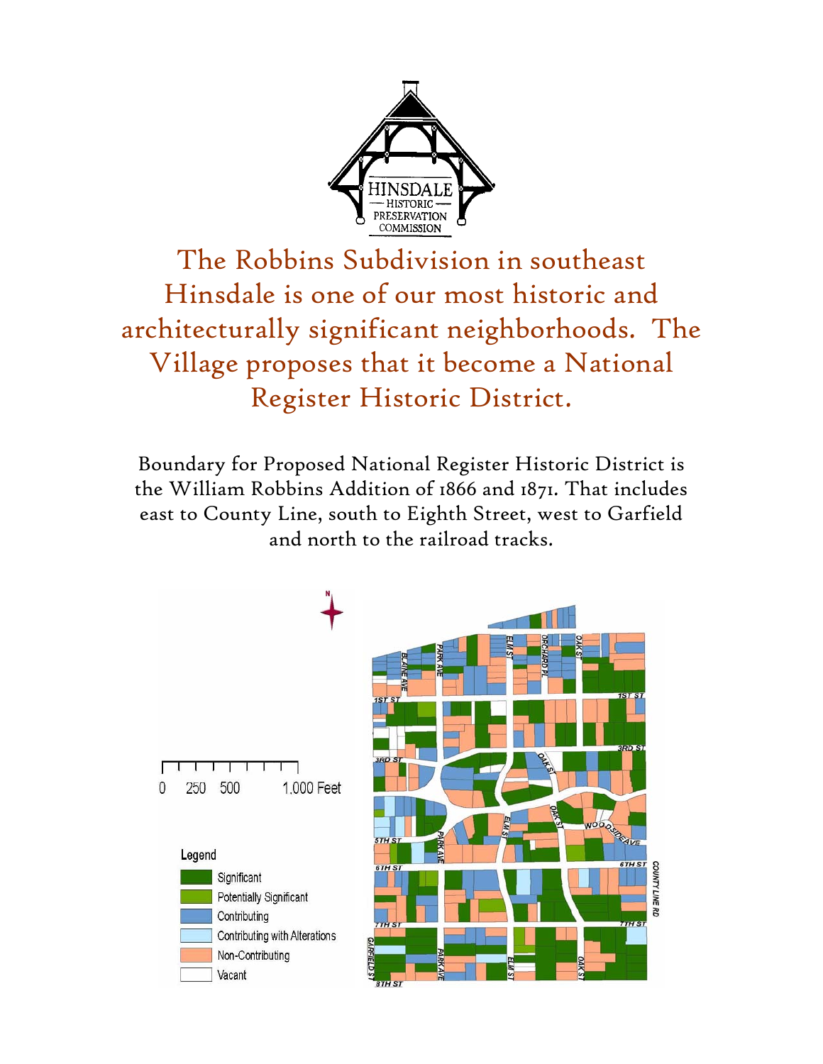HINSDALE
— HISTORIC —
PRESERVATION
COMMISSION

# The Robbins Subdivision in southeast Hinsdale is one of our most historic and architecturally significant neighborhoods. The Village proposes that it become a National Register Historic District.

Boundary for Proposed National Register Historic District is the William Robbins Addition of 1866 and 1871. That includes east to County Line, south to Eighth Street, west to Garfield and north to the railroad tracks.

N

0 250 500 1,000 Feet

Legend
Significant
Potentially Significant
Contributing
Contributing with Alterations
Non-Contributing
Vacant

BLAINE AVE
PARK AVE
ELM ST
ORCHARD PL
OAK ST
1ST ST
3RD ST
WOODSIDE AVE
5TH ST
6TH ST
COUNTY LINE RD
7TH ST
GARFIELD ST
8TH ST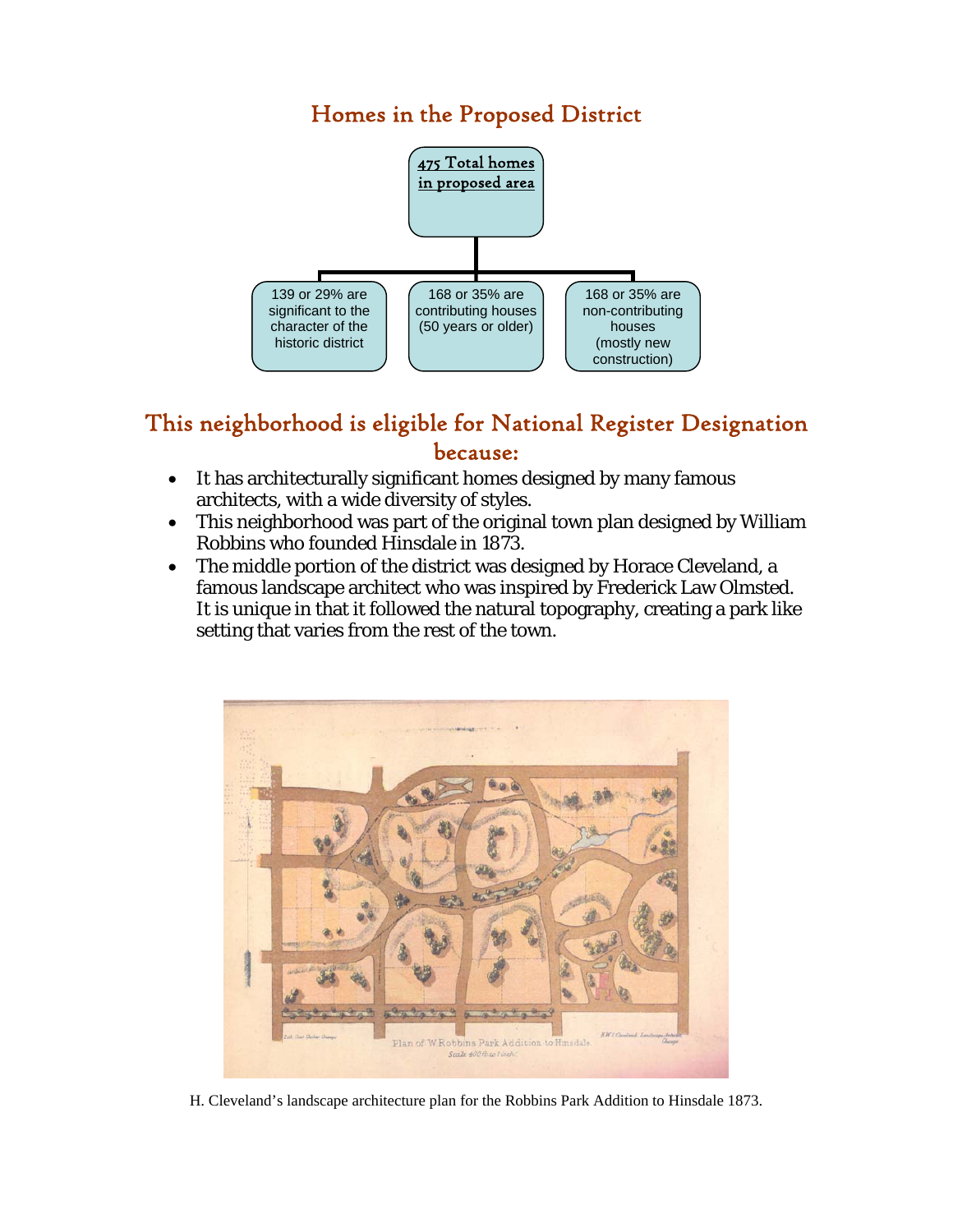## Homes in the Proposed District

475 Total homes in proposed area

139 or 29% are significant to the character of the historic district

168 or 35% are contributing houses (50 years or older)

168 or 35% are non-contributing houses (mostly new construction)

## This neighborhood is eligible for National Register Designation because:

- It has architecturally significant homes designed by many famous architects, with a wide diversity of styles.
- This neighborhood was part of the original town plan designed by William Robbins who founded Hinsdale in 1873.
- The middle portion of the district was designed by Horace Cleveland, a famous landscape architect who was inspired by Frederick Law Olmsted. It is unique in that it followed the natural topography, creating a park like setting that varies from the rest of the town.

H. Cleveland's landscape architecture plan for the Robbins Park Addition to Hinsdale 1873.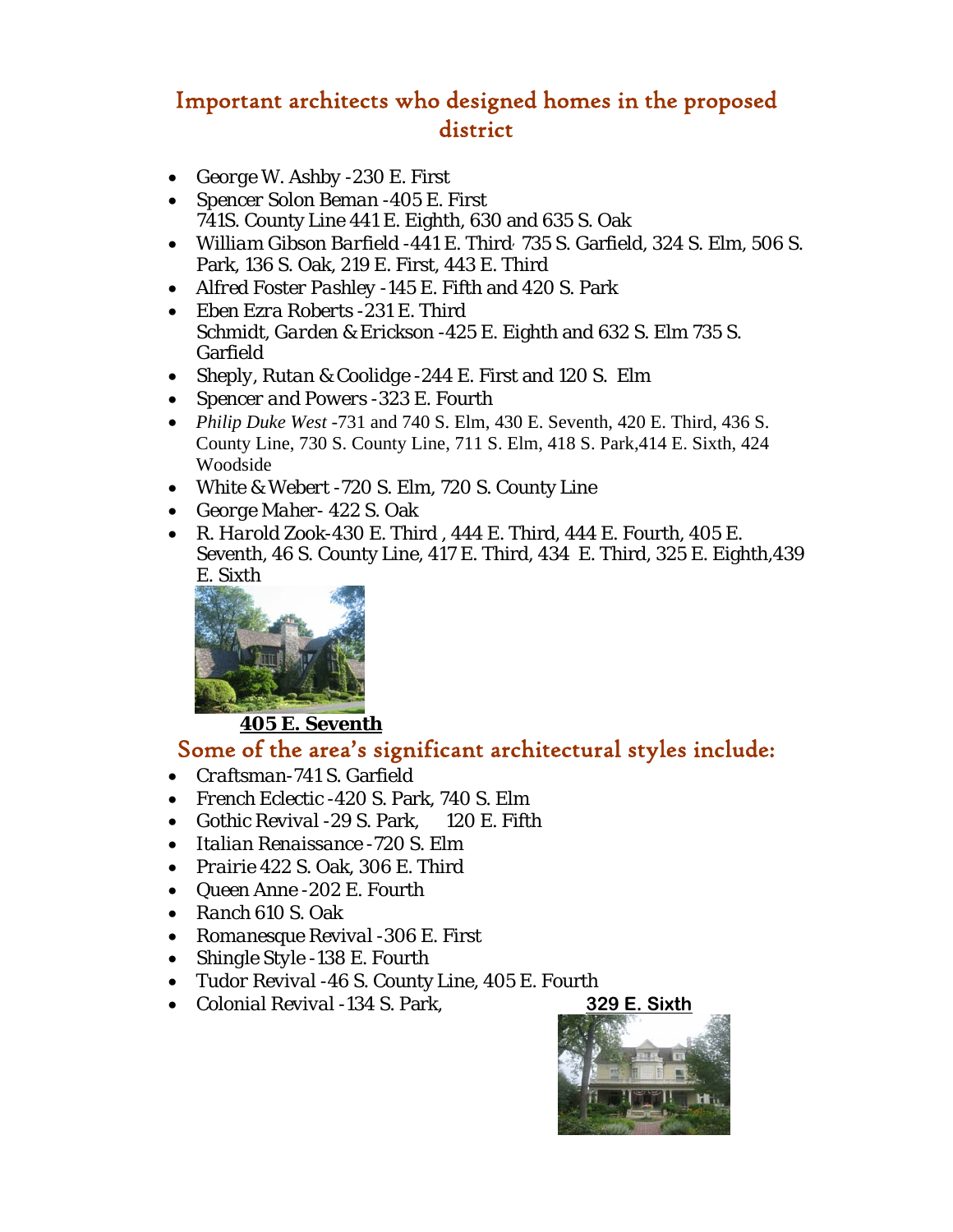## Important architects who designed homes in the proposed district

- *George W. Ashby* -230 E. First
- *Spencer Solon Beman* -405 E. First
  741S. County Line 441 E. Eighth, 630 and 635 S. Oak
- *William Gibson Barfield* -441 E. Third, 735 S. Garfield, 324 S. Elm, 506 S. Park, 136 S. Oak, 219 E. First, 443 E. Third
- *Alfred Foster Pashley* -145 E. Fifth and 420 S. Park
- *Eben Ezra Roberts* -231 E. Third
  *Schmidt, Garden & Erickson* -425 E. Eighth and 632 S. Elm 735 S. Garfield
- *Sheply, Rutan & Coolidge* -244 E. First and 120 S. Elm
- *Spencer and Powers* -323 E. Fourth
- *Philip Duke West* -731 and 740 S. Elm, 430 E. Seventh, 420 E. Third, 436 S. County Line, 730 S. County Line, 711 S. Elm, 418 S. Park,414 E. Sixth, 424 Woodside
- *White & Webert* -720 S. Elm, 720 S. County Line
- *George Maher*- 422 S. Oak
- *R. Harold Zook*-430 E. Third , 444 E. Third, 444 E. Fourth, 405 E. Seventh, 46 S. County Line, 417 E. Third, 434 E. Third, 325 E. Eighth,439 E. Sixth

**405 E. Seventh**

## Some of the area's significant architectural styles include:

- *Craftsman*-741 S. Garfield
- *French Eclectic* -420 S. Park, 740 S. Elm
- *Gothic Revival* -29 S. Park, 120 E. Fifth
- *Italian Renaissance* -720 S. Elm
- *Prairie* 422 S. Oak, 306 E. Third
- *Queen Anne* -202 E. Fourth
- *Ranch* 610 S. Oak
- *Romanesque Revival* -306 E. First
- *Shingle Style* -138 E. Fourth
- *Tudor Revival* -46 S. County Line, 405 E. Fourth
- *Colonial Revival* -134 S. Park,

**329 E. Sixth**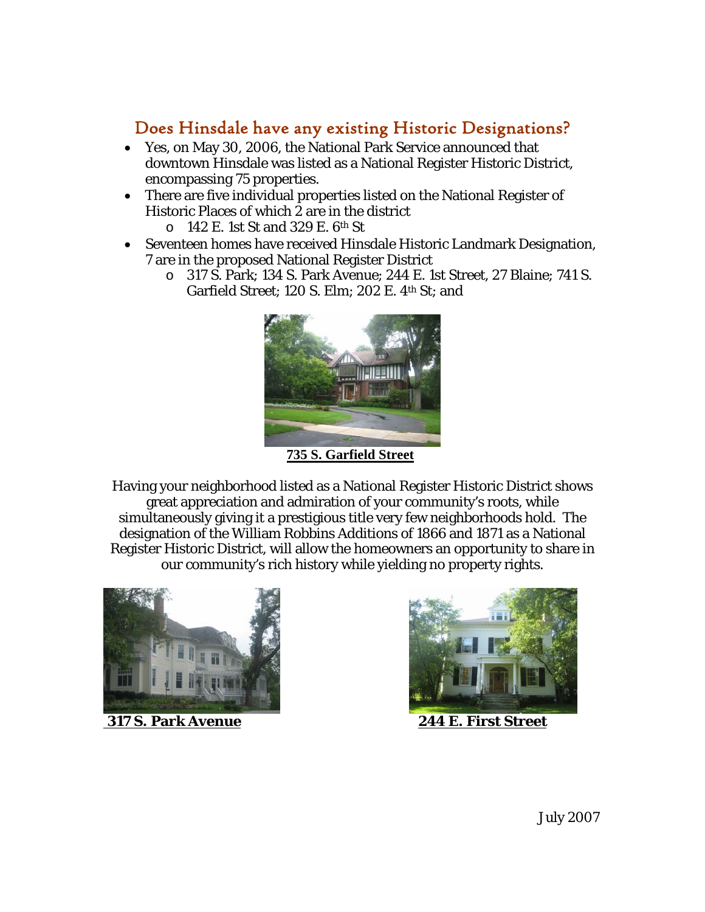## Does Hinsdale have any existing Historic Designations?

- Yes, on May 30, 2006, the National Park Service announced that downtown Hinsdale was listed as a National Register Historic District, encompassing 75 properties.
- There are five individual properties listed on the National Register of Historic Places of which 2 are in the district
  - 142 E. 1st St and 329 E. 6th St
- Seventeen homes have received Hinsdale Historic Landmark Designation, 7 are in the proposed National Register District
  - 317 S. Park; 134 S. Park Avenue; 244 E. 1st Street, 27 Blaine; 741 S. Garfield Street; 120 S. Elm; 202 E. 4th St; and

**735 S. Garfield Street**

Having your neighborhood listed as a National Register Historic District shows great appreciation and admiration of your community's roots, while simultaneously giving it a prestigious title very few neighborhoods hold. The designation of the William Robbins Additions of 1866 and 1871 as a National Register Historic District, will allow the homeowners an opportunity to share in our community's rich history while yielding no property rights.

**317 S. Park Avenue**

**244 E. First Street**

July 2007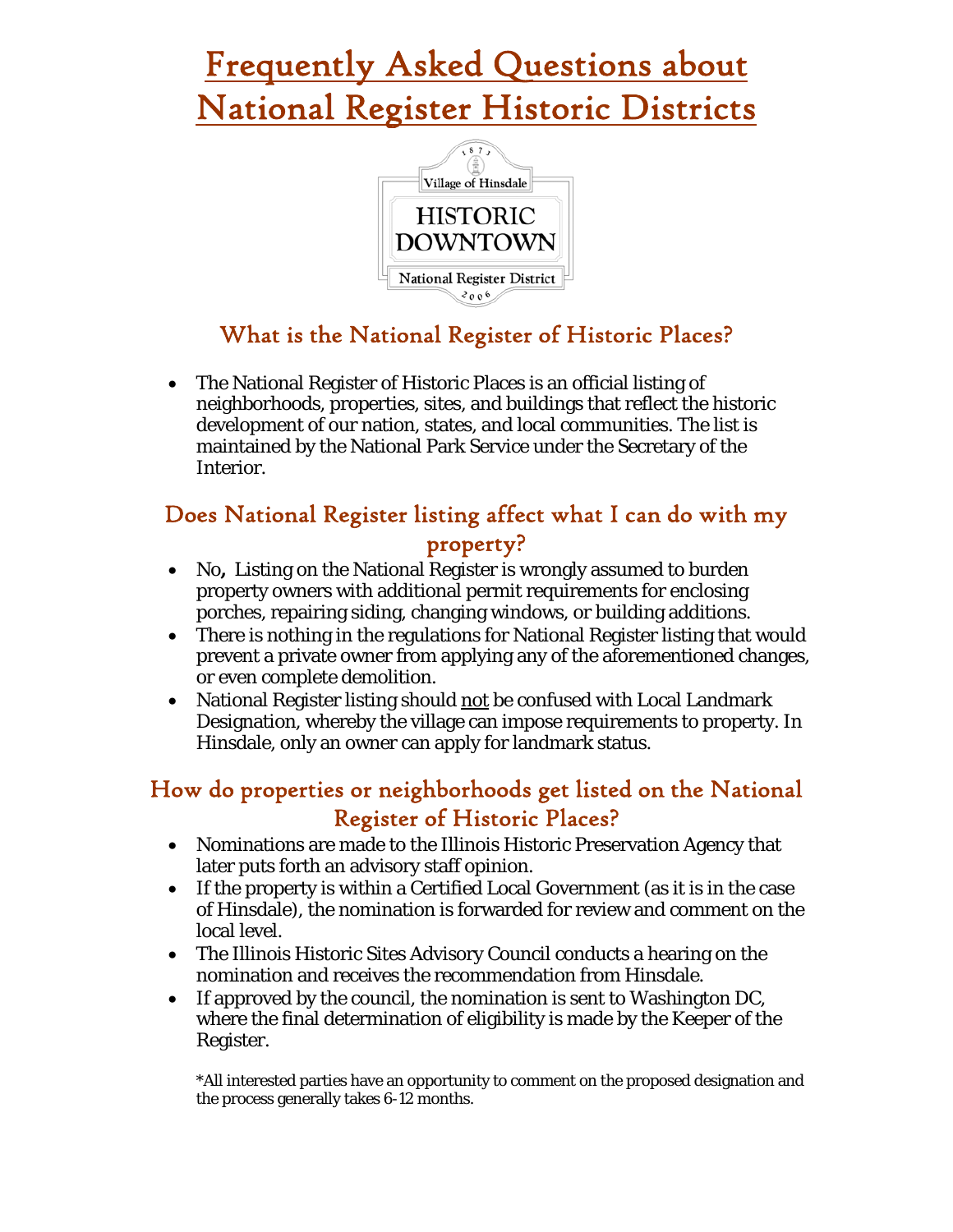# Frequently Asked Questions about National Register Historic Districts

## What is the National Register of Historic Places?

- The National Register of Historic Places is an official listing of neighborhoods, properties, sites, and buildings that reflect the historic development of our nation, states, and local communities. The list is maintained by the National Park Service under the Secretary of the Interior.

## Does National Register listing affect what I can do with my property?

- No**,** Listing on the National Register is wrongly assumed to burden property owners with additional permit requirements for enclosing porches, repairing siding, changing windows, or building additions.
- There is nothing in the regulations for National Register listing that would prevent a private owner from applying any of the aforementioned changes, or even complete demolition.
- National Register listing should not be confused with Local Landmark Designation, whereby the village can impose requirements to property. In Hinsdale, only an owner can apply for landmark status.

## How do properties or neighborhoods get listed on the National Register of Historic Places?

- Nominations are made to the Illinois Historic Preservation Agency that later puts forth an advisory staff opinion.
- If the property is within a Certified Local Government (as it is in the case of Hinsdale), the nomination is forwarded for review and comment on the local level.
- The Illinois Historic Sites Advisory Council conducts a hearing on the nomination and receives the recommendation from Hinsdale.
- If approved by the council, the nomination is sent to Washington DC, where the final determination of eligibility is made by the Keeper of the Register.

*All interested parties have an opportunity to comment on the proposed designation and the process generally takes 6-12 months.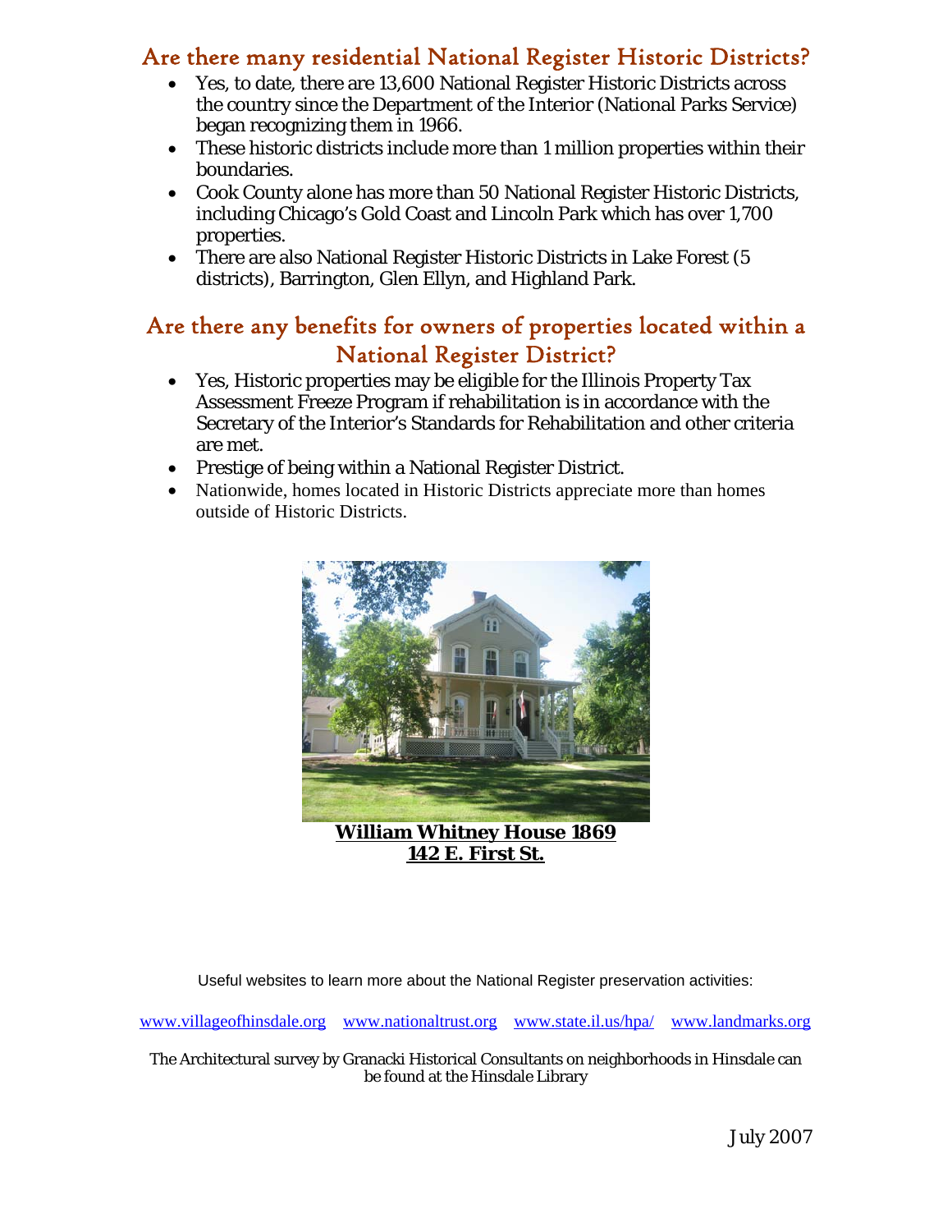## Are there many residential National Register Historic Districts?

- Yes, to date, there are 13,600 National Register Historic Districts across the country since the Department of the Interior (National Parks Service) began recognizing them in 1966.
- These historic districts include more than 1 million properties within their boundaries.
- Cook County alone has more than 50 National Register Historic Districts, including Chicago's Gold Coast and Lincoln Park which has over 1,700 properties.
- There are also National Register Historic Districts in Lake Forest (5 districts), Barrington, Glen Ellyn, and Highland Park.

## Are there any benefits for owners of properties located within a National Register District?

- Yes, Historic properties may be eligible for the Illinois Property Tax Assessment Freeze Program if rehabilitation is in accordance with the Secretary of the Interior's Standards for Rehabilitation and other criteria are met.
- Prestige of being within a National Register District.
- Nationwide, homes located in Historic Districts appreciate more than homes outside of Historic Districts.

**William Whitney House 1869**
**142 E. First St.**

Useful websites to learn more about the National Register preservation activities:

www.villageofhinsdale.org www.nationaltrust.org www.state.il.us/hpa/ www.landmarks.org

The Architectural survey by Granacki Historical Consultants on neighborhoods in Hinsdale can be found at the Hinsdale Library

July 2007